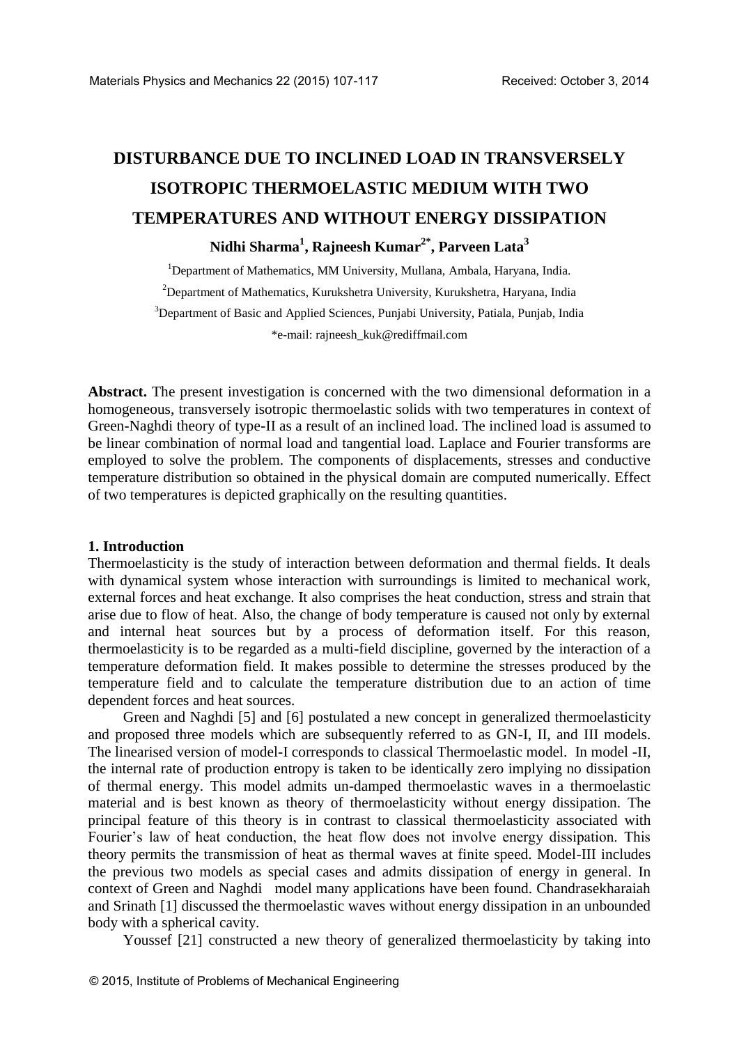# DISTURBANCE DUE TO INCLINED LOAD IN TRANSVERSELY ISOTROPIC THERMOELASTIC MEDIUM WITH TWO TEMPERATURES AND WITHOUT ENERGY DISSIPATION

**Nidhi Sharma[1], Rajneesh Kumar[2*], Parveen Lata[3]**

[1]Department of Mathematics, MM University, Mullana, Ambala, Haryana, India.

[2]Department of Mathematics, Kurukshetra University, Kurukshetra, Haryana, India

[3]Department of Basic and Applied Sciences, Punjabi University, Patiala, Punjab, India

*e-mail: rajneesh_kuk@rediffmail.com

**Abstract.** The present investigation is concerned with the two dimensional deformation in a homogeneous, transversely isotropic thermoelastic solids with two temperatures in context of Green-Naghdi theory of type-II as a result of an inclined load. The inclined load is assumed to be linear combination of normal load and tangential load. Laplace and Fourier transforms are employed to solve the problem. The components of displacements, stresses and conductive temperature distribution so obtained in the physical domain are computed numerically. Effect of two temperatures is depicted graphically on the resulting quantities.

## 1. Introduction

Thermoelasticity is the study of interaction between deformation and thermal fields. It deals with dynamical system whose interaction with surroundings is limited to mechanical work, external forces and heat exchange. It also comprises the heat conduction, stress and strain that arise due to flow of heat. Also, the change of body temperature is caused not only by external and internal heat sources but by a process of deformation itself. For this reason, thermoelasticity is to be regarded as a multi-field discipline, governed by the interaction of a temperature deformation field. It makes possible to determine the stresses produced by the temperature field and to calculate the temperature distribution due to an action of time dependent forces and heat sources.

Green and Naghdi [5] and [6] postulated a new concept in generalized thermoelasticity and proposed three models which are subsequently referred to as GN-I, II, and III models. The linearised version of model-I corresponds to classical Thermoelastic model. In model -II, the internal rate of production entropy is taken to be identically zero implying no dissipation of thermal energy. This model admits un-damped thermoelastic waves in a thermoelastic material and is best known as theory of thermoelasticity without energy dissipation. The principal feature of this theory is in contrast to classical thermoelasticity associated with Fourier's law of heat conduction, the heat flow does not involve energy dissipation. This theory permits the transmission of heat as thermal waves at finite speed. Model-III includes the previous two models as special cases and admits dissipation of energy in general. In context of Green and Naghdi model many applications have been found. Chandrasekharaiah and Srinath [1] discussed the thermoelastic waves without energy dissipation in an unbounded body with a spherical cavity.

Youssef [21] constructed a new theory of generalized thermoelasticity by taking into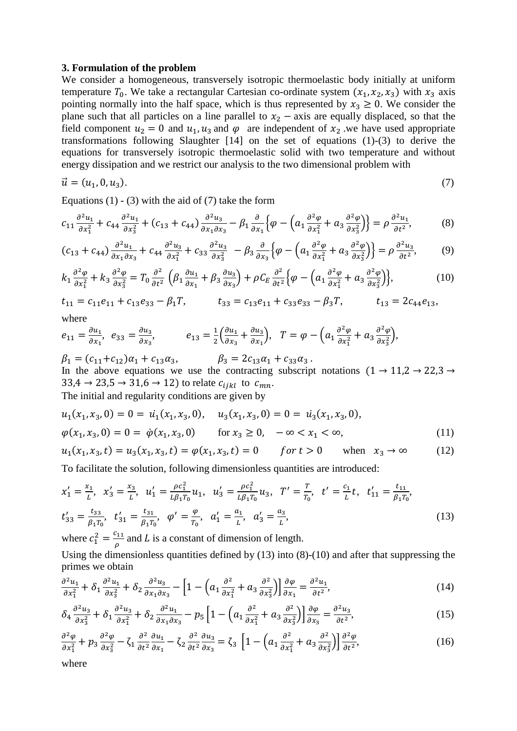### 3. Formulation of the problem

We consider a homogeneous, transversely isotropic thermoelastic body initially at uniform temperature $T_0$. We take a rectangular Cartesian co-ordinate system $(x_1, x_2, x_3)$ with $x_3$ axis pointing normally into the half space, which is thus represented by $x_3 \geq 0$. We consider the plane such that all particles on a line parallel to $x_2 -$ axis are equally displaced, so that the field component $u_2 = 0$ and $u_1, u_3$ and $\varphi$ are independent of $x_2$ .we have used appropriate transformations following Slaughter [14] on the set of equations (1)-(3) to derive the equations for transversely isotropic thermoelastic solid with two temperature and without energy dissipation and we restrict our analysis to the two dimensional problem with

$$\vec{u} = (u_1, 0, u_3). \tag{7}$$

Equations (1) - (3) with the aid of (7) take the form

$$c_{11}\frac{\partial^2 u_1}{\partial x_1^2} + c_{44}\frac{\partial^2 u_1}{\partial x_3^2} + (c_{13}+c_{44})\frac{\partial^2 u_3}{\partial x_1 \partial x_3} - \beta_1 \frac{\partial}{\partial x_1}\left\{\varphi - \left(a_1\frac{\partial^2 \varphi}{\partial x_1^2} + a_3\frac{\partial^2 \varphi}{\partial x_3^2}\right)\right\} = \rho\frac{\partial^2 u_1}{\partial t^2}, \tag{8}$$

$$(c_{13}+c_{44})\frac{\partial^2 u_1}{\partial x_1 \partial x_3} + c_{44}\frac{\partial^2 u_3}{\partial x_1^2} + c_{33}\frac{\partial^2 u_3}{\partial x_3^2} - \beta_3 \frac{\partial}{\partial x_3}\left\{\varphi - \left(a_1\frac{\partial^2 \varphi}{\partial x_1^2} + a_3\frac{\partial^2 \varphi}{\partial x_3^2}\right)\right\} = \rho\frac{\partial^2 u_3}{\partial t^2}, \tag{9}$$

$$k_1\frac{\partial^2 \varphi}{\partial x_1^2} + k_3\frac{\partial^2 \varphi}{\partial x_3^2} = T_0\frac{\partial^2}{\partial t^2}\left(\beta_1\frac{\partial u_1}{\partial x_1} + \beta_3\frac{\partial u_3}{\partial x_3}\right) + \rho C_E\frac{\partial^2}{\partial t^2}\left\{\varphi - \left(a_1\frac{\partial^2 \varphi}{\partial x_1^2} + a_3\frac{\partial^2 \varphi}{\partial x_3^2}\right)\right\}, \tag{10}$$

$$t_{11} = c_{11}e_{11} + c_{13}e_{33} - \beta_1 T, \qquad t_{33} = c_{13}e_{11} + c_{33}e_{33} - \beta_3 T, \qquad t_{13} = 2c_{44}e_{13},$$

where

$$e_{11} = \frac{\partial u_1}{\partial x_1}, \ \ e_{33} = \frac{\partial u_3}{\partial x_3}, \qquad e_{13} = \frac{1}{2}\left(\frac{\partial u_1}{\partial x_3} + \frac{\partial u_3}{\partial x_1}\right), \ \ T = \varphi - \left(a_1\frac{\partial^2 \varphi}{\partial x_1^2} + a_3\frac{\partial^2 \varphi}{\partial x_3^2}\right),$$

$$\beta_1 = (c_{11}+c_{12})\alpha_1 + c_{13}\alpha_3, \qquad \beta_3 = 2c_{13}\alpha_1 + c_{33}\alpha_3 .$$

In the above equations we use the contracting subscript notations $(1 \to 11, 2 \to 22, 3 \to 33, 4 \to 23, 5 \to 31, 6 \to 12)$ to relate $c_{ijkl}$ to $c_{mn}$.

The initial and regularity conditions are given by

$$u_1(x_1,x_3,0) = 0 = \dot{u}_1(x_1,x_3,0), \quad u_3(x_1,x_3,0) = 0 = \dot{u}_3(x_1,x_3,0),$$

$$\varphi(x_1,x_3,0) = 0 = \dot{\varphi}(x_1,x_3,0) \qquad \text{for } x_3 \geq 0, \quad -\infty < x_1 < \infty, \tag{11}$$

$$u_1(x_1,x_3,t) = u_3(x_1,x_3,t) = \varphi(x_1,x_3,t) = 0 \qquad for\ t > 0 \qquad \text{when} \quad x_3 \to \infty \tag{12}$$

To facilitate the solution, following dimensionless quantities are introduced:

$$x_1' = \frac{x_1}{L}, \ \ x_3' = \frac{x_3}{L}, \ \ u_1' = \frac{\rho c_1^2}{L\beta_1 T_0}u_1, \ \ u_3' = \frac{\rho c_1^2}{L\beta_1 T_0}u_3, \ \ T' = \frac{T}{T_0}, \ \ t' = \frac{c_1}{L}t, \ \ t_{11}' = \frac{t_{11}}{\beta_1 T_0},$$

$$t_{33}' = \frac{t_{33}}{\beta_1 T_0}, \ \ t_{31}' = \frac{t_{31}}{\beta_1 T_0}, \ \ \varphi' = \frac{\varphi}{T_0}, \ \ a_1' = \frac{a_1}{L}, \ \ a_3' = \frac{a_3}{L}, \tag{13}$$

where $c_1^2 = \frac{c_{11}}{\rho}$ and $L$ is a constant of dimension of length.

Using the dimensionless quantities defined by (13) into (8)-(10) and after that suppressing the primes we obtain

$$\frac{\partial^2 u_1}{\partial x_1^2} + \delta_1\frac{\partial^2 u_1}{\partial x_3^2} + \delta_2\frac{\partial^2 u_3}{\partial x_1 \partial x_3} - \left[1 - \left(a_1\frac{\partial^2}{\partial x_1^2} + a_3\frac{\partial^2}{\partial x_3^2}\right)\right]\frac{\partial \varphi}{\partial x_1} = \frac{\partial^2 u_1}{\partial t^2}, \tag{14}$$

$$\delta_4\frac{\partial^2 u_3}{\partial x_3^2} + \delta_1\frac{\partial^2 u_3}{\partial x_1^2} + \delta_2\frac{\partial^2 u_1}{\partial x_1 \partial x_3} - p_5\left[1 - \left(a_1\frac{\partial^2}{\partial x_1^2} + a_3\frac{\partial^2}{\partial x_3^2}\right)\right]\frac{\partial \varphi}{\partial x_3} = \frac{\partial^2 u_3}{\partial t^2}, \tag{15}$$

$$\frac{\partial^2 \varphi}{\partial x_1^2} + p_3\frac{\partial^2 \varphi}{\partial x_3^2} - \zeta_1\frac{\partial^2}{\partial t^2}\frac{\partial u_1}{\partial x_1} - \zeta_2\frac{\partial^2}{\partial t^2}\frac{\partial u_3}{\partial x_3} = \zeta_3\left[1 - \left(a_1\frac{\partial^2}{\partial x_1^2} + a_3\frac{\partial^2}{\partial x_3^2}\right)\right]\frac{\partial^2 \varphi}{\partial t^2}, \tag{16}$$

where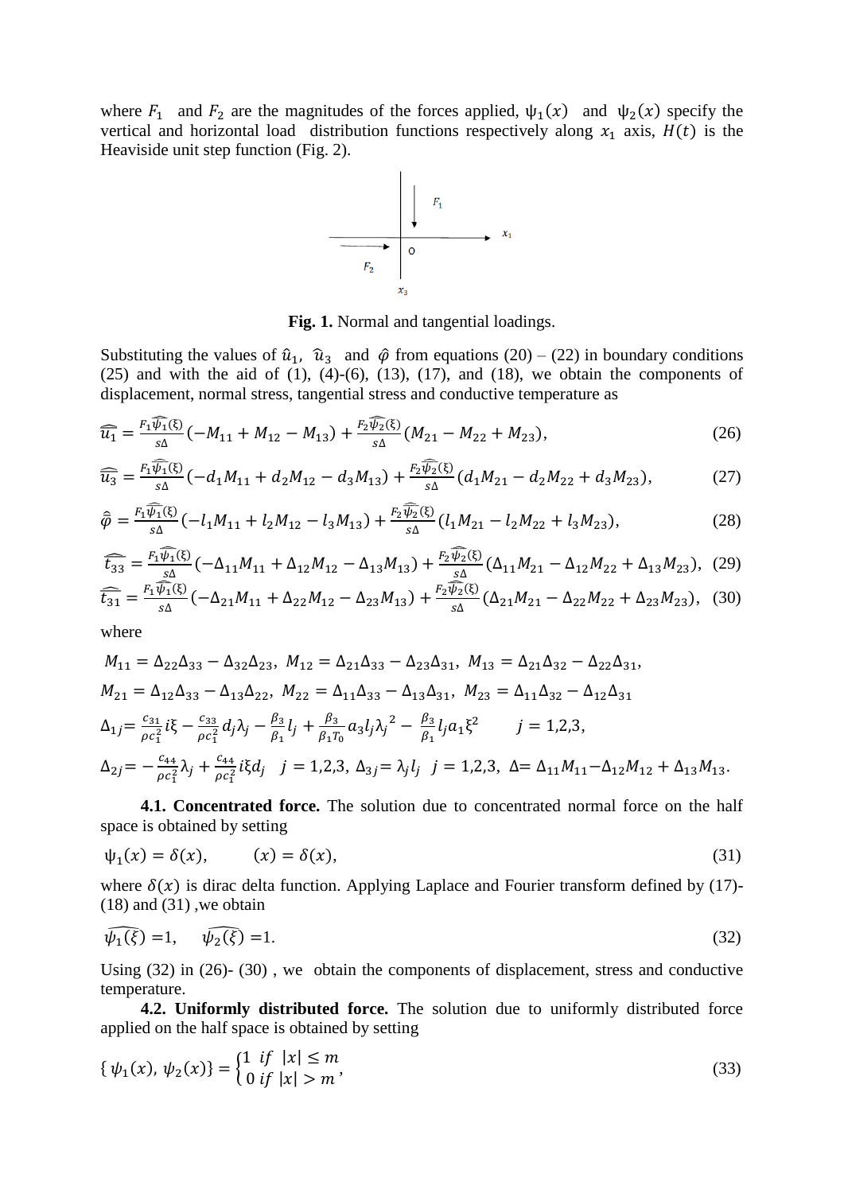where $F_1$ and $F_2$ are the magnitudes of the forces applied, $\psi_1(x)$ and $\psi_2(x)$ specify the vertical and horizontal load distribution functions respectively along $x_1$ axis, $H(t)$ is the Heaviside unit step function (Fig. 2).

**Fig. 1.** Normal and tangential loadings.

Substituting the values of $\hat{u}_1$, $\hat{u}_3$ and $\hat{\varphi}$ from equations (20) – (22) in boundary conditions (25) and with the aid of (1), (4)-(6), (13), (17), and (18), we obtain the components of displacement, normal stress, tangential stress and conductive temperature as

$$\widehat{\hat{u}_1} = \frac{F_1\widehat{\hat{\psi}_1}(\xi)}{s\Delta}(-M_{11} + M_{12} - M_{13}) + \frac{F_2\widehat{\hat{\psi}_2}(\xi)}{s\Delta}(M_{21} - M_{22} + M_{23}), \tag{26}$$

$$\widehat{\hat{u}_3} = \frac{F_1\widehat{\hat{\psi}_1}(\xi)}{s\Delta}(-d_1M_{11} + d_2M_{12} - d_3M_{13}) + \frac{F_2\widehat{\hat{\psi}_2}(\xi)}{s\Delta}(d_1M_{21} - d_2M_{22} + d_3M_{23}), \tag{27}$$

$$\hat{\hat{\varphi}} = \frac{F_1\widehat{\hat{\psi}_1}(\xi)}{s\Delta}(-l_1M_{11} + l_2M_{12} - l_3M_{13}) + \frac{F_2\widehat{\hat{\psi}_2}(\xi)}{s\Delta}(l_1M_{21} - l_2M_{22} + l_3M_{23}), \tag{28}$$

$$\widehat{\hat{t}_{33}} = \frac{F_1\widehat{\hat{\psi}_1}(\xi)}{s\Delta}(-\Delta_{11}M_{11} + \Delta_{12}M_{12} - \Delta_{13}M_{13}) + \frac{F_2\widehat{\hat{\psi}_2}(\xi)}{s\Delta}(\Delta_{11}M_{21} - \Delta_{12}M_{22} + \Delta_{13}M_{23}), \tag{29}$$

$$\widehat{\hat{t}_{31}} = \frac{F_1\widehat{\hat{\psi}_1}(\xi)}{s\Delta}(-\Delta_{21}M_{11} + \Delta_{22}M_{12} - \Delta_{23}M_{13}) + \frac{F_2\widehat{\hat{\psi}_2}(\xi)}{s\Delta}(\Delta_{21}M_{21} - \Delta_{22}M_{22} + \Delta_{23}M_{23}), \tag{30}$$

where

$M_{11} = \Delta_{22}\Delta_{33} - \Delta_{32}\Delta_{23},\ M_{12} = \Delta_{21}\Delta_{33} - \Delta_{23}\Delta_{31},\ M_{13} = \Delta_{21}\Delta_{32} - \Delta_{22}\Delta_{31},$

$M_{21} = \Delta_{12}\Delta_{33} - \Delta_{13}\Delta_{22},\ M_{22} = \Delta_{11}\Delta_{33} - \Delta_{13}\Delta_{31},\ M_{23} = \Delta_{11}\Delta_{32} - \Delta_{12}\Delta_{31}$

$\Delta_{1j} = \frac{c_{31}}{\rho c_1^2}i\xi - \frac{c_{33}}{\rho c_1^2}d_j\lambda_j - \frac{\beta_3}{\beta_1}l_j + \frac{\beta_3}{\beta_1 T_0}a_3 l_j {\lambda_j}^2 - \frac{\beta_3}{\beta_1}l_j a_1\xi^2 \qquad j = 1,2,3,$

$\Delta_{2j} = -\frac{c_{44}}{\rho c_1^2}\lambda_j + \frac{c_{44}}{\rho c_1^2}i\xi d_j \quad j = 1,2,3,\ \Delta_{3j} = \lambda_j l_j \quad j = 1,2,3,\ \Delta = \Delta_{11}M_{11} - \Delta_{12}M_{12} + \Delta_{13}M_{13}.$

**4.1. Concentrated force.** The solution due to concentrated normal force on the half space is obtained by setting

$$\psi_1(x) = \delta(x), \qquad (x) = \delta(x), \tag{31}$$

where $\delta(x)$ is dirac delta function. Applying Laplace and Fourier transform defined by (17)-(18) and (31) ,we obtain

$$\widehat{\psi_1(\xi)} = 1, \quad \widehat{\psi_2(\xi)} = 1. \tag{32}$$

Using (32) in (26)- (30) , we obtain the components of displacement, stress and conductive temperature.

**4.2. Uniformly distributed force.** The solution due to uniformly distributed force applied on the half space is obtained by setting

$$\{\psi_1(x), \psi_2(x)\} = \begin{cases} 1 & if \ \ |x| \le m \\ 0 & if \ \ |x| > m \end{cases}, \tag{33}$$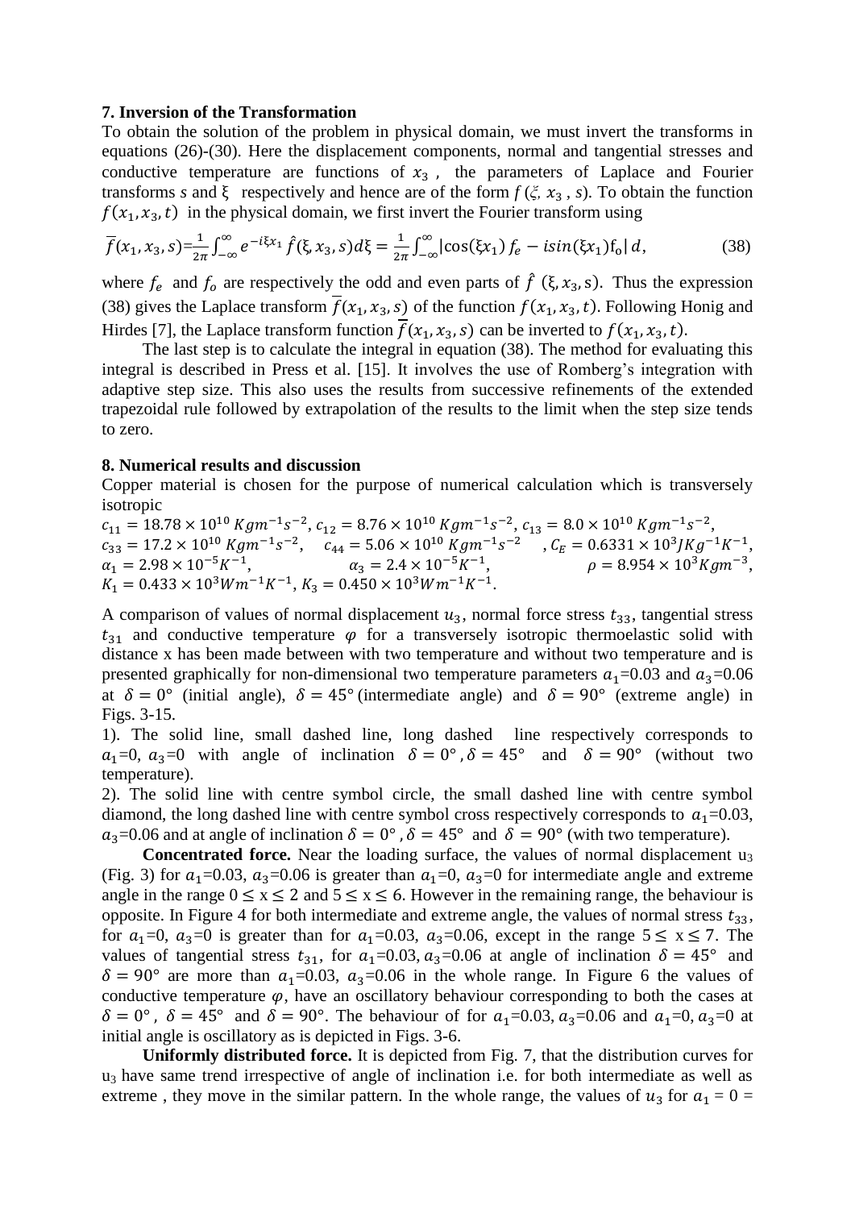## 7. Inversion of the Transformation

To obtain the solution of the problem in physical domain, we must invert the transforms in equations (26)-(30). Here the displacement components, normal and tangential stresses and conductive temperature are functions of $x_3$, the parameters of Laplace and Fourier transforms *s* and ξ respectively and hence are of the form $f(\xi, x_3, s)$. To obtain the function $f(x_1, x_3, t)$ in the physical domain, we first invert the Fourier transform using

$$\overline{f}(x_1, x_3, s) = \frac{1}{2\pi}\int_{-\infty}^{\infty} e^{-i\xi x_1} \hat{f}(\xi, x_3, s) d\xi = \frac{1}{2\pi}\int_{-\infty}^{\infty} |\cos(\xi x_1) f_e - i\sin(\xi x_1) f_o| \, d, \tag{38}$$

where $f_e$ and $f_o$ are respectively the odd and even parts of $\hat{f}(\xi, x_3, s)$. Thus the expression (38) gives the Laplace transform $\overline{f}(x_1, x_3, s)$ of the function $f(x_1, x_3, t)$. Following Honig and Hirdes [7], the Laplace transform function $\overline{f}(x_1, x_3, s)$ can be inverted to $f(x_1, x_3, t)$.

The last step is to calculate the integral in equation (38). The method for evaluating this integral is described in Press et al. [15]. It involves the use of Romberg's integration with adaptive step size. This also uses the results from successive refinements of the extended trapezoidal rule followed by extrapolation of the results to the limit when the step size tends to zero.

## 8. Numerical results and discussion

Copper material is chosen for the purpose of numerical calculation which is transversely isotropic

$c_{11} = 18.78 \times 10^{10}\, Kgm^{-1}s^{-2}$, $c_{12} = 8.76 \times 10^{10}\, Kgm^{-1}s^{-2}$, $c_{13} = 8.0 \times 10^{10}\, Kgm^{-1}s^{-2}$, $c_{33} = 17.2 \times 10^{10}\, Kgm^{-1}s^{-2}$, $c_{44} = 5.06 \times 10^{10}\, Kgm^{-1}s^{-2}$, $C_E = 0.6331 \times 10^{3} JKg^{-1}K^{-1}$, $\alpha_1 = 2.98 \times 10^{-5} K^{-1}$, $\alpha_3 = 2.4 \times 10^{-5} K^{-1}$, $\rho = 8.954 \times 10^{3} Kgm^{-3}$, $K_1 = 0.433 \times 10^{3} Wm^{-1}K^{-1}$, $K_3 = 0.450 \times 10^{3} Wm^{-1}K^{-1}$.

A comparison of values of normal displacement $u_3$, normal force stress $t_{33}$, tangential stress $t_{31}$ and conductive temperature $\varphi$ for a transversely isotropic thermoelastic solid with distance x has been made between with two temperature and without two temperature and is presented graphically for non-dimensional two temperature parameters $a_1$=0.03 and $a_3$=0.06 at $\delta = 0°$ (initial angle), $\delta = 45°$ (intermediate angle) and $\delta = 90°$ (extreme angle) in Figs. 3-15.

1). The solid line, small dashed line, long dashed line respectively corresponds to $a_1$=0, $a_3$=0 with angle of inclination $\delta = 0°$, $\delta = 45°$ and $\delta = 90°$ (without two temperature).

2). The solid line with centre symbol circle, the small dashed line with centre symbol diamond, the long dashed line with centre symbol cross respectively corresponds to $a_1$=0.03, $a_3$=0.06 and at angle of inclination $\delta = 0°$, $\delta = 45°$ and $\delta = 90°$ (with two temperature).

**Concentrated force.** Near the loading surface, the values of normal displacement $u_3$ (Fig. 3) for $a_1$=0.03, $a_3$=0.06 is greater than $a_1$=0, $a_3$=0 for intermediate angle and extreme angle in the range $0 \leq x \leq 2$ and $5 \leq x \leq 6$. However in the remaining range, the behaviour is opposite. In Figure 4 for both intermediate and extreme angle, the values of normal stress $t_{33}$, for $a_1$=0, $a_3$=0 is greater than for $a_1$=0.03, $a_3$=0.06, except in the range $5 \leq x \leq 7$. The values of tangential stress $t_{31}$, for $a_1$=0.03, $a_3$=0.06 at angle of inclination $\delta = 45°$ and $\delta = 90°$ are more than $a_1$=0.03, $a_3$=0.06 in the whole range. In Figure 6 the values of conductive temperature $\varphi$, have an oscillatory behaviour corresponding to both the cases at $\delta = 0°$, $\delta = 45°$ and $\delta = 90°$. The behaviour of for $a_1$=0.03, $a_3$=0.06 and $a_1$=0, $a_3$=0 at initial angle is oscillatory as is depicted in Figs. 3-6.

**Uniformly distributed force.** It is depicted from Fig. 7, that the distribution curves for $u_3$ have same trend irrespective of angle of inclination i.e. for both intermediate as well as extreme , they move in the similar pattern. In the whole range, the values of $u_3$ for $a_1 = 0 =$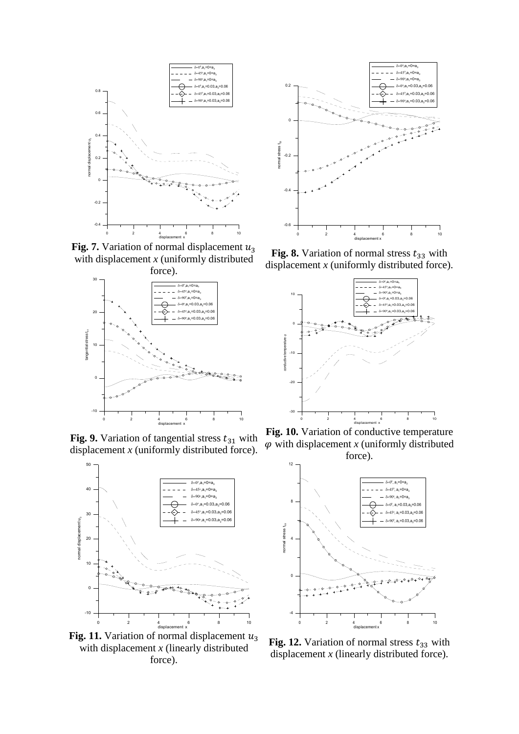**Fig. 7.** Variation of normal displacement $u_3$ with displacement *x* (uniformly distributed force).

**Fig. 8.** Variation of normal stress $t_{33}$ with displacement *x* (uniformly distributed force).

**Fig. 9.** Variation of tangential stress $t_{31}$ with displacement *x* (uniformly distributed force).

**Fig. 10.** Variation of conductive temperature $\varphi$ with displacement *x* (uniformly distributed force).

**Fig. 11.** Variation of normal displacement $u_3$ with displacement *x* (linearly distributed force).

**Fig. 12.** Variation of normal stress $t_{33}$ with displacement *x* (linearly distributed force).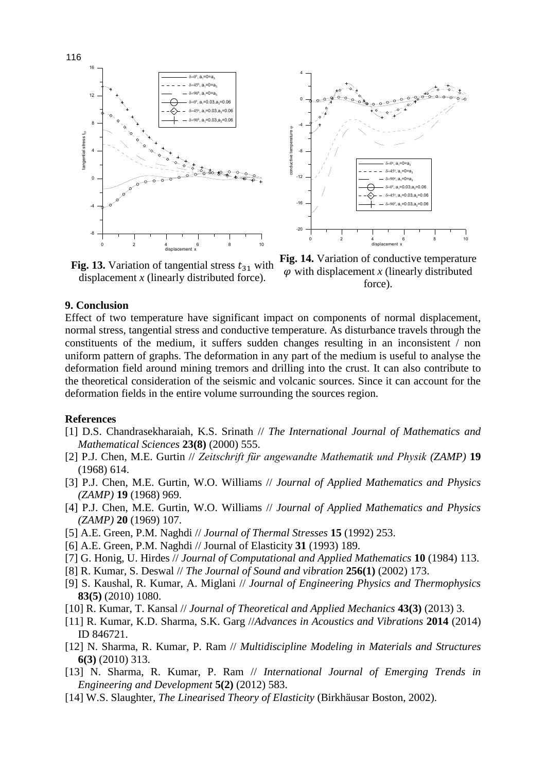**Fig. 13.** Variation of tangential stress $t_{31}$ with displacement $x$ (linearly distributed force).

**Fig. 14.** Variation of conductive temperature $\varphi$ with displacement $x$ (linearly distributed force).

## 9. Conclusion

Effect of two temperature have significant impact on components of normal displacement, normal stress, tangential stress and conductive temperature. As disturbance travels through the constituents of the medium, it suffers sudden changes resulting in an inconsistent / non uniform pattern of graphs. The deformation in any part of the medium is useful to analyse the deformation field around mining tremors and drilling into the crust. It can also contribute to the theoretical consideration of the seismic and volcanic sources. Since it can account for the deformation fields in the entire volume surrounding the sources region.

## References

[1] D.S. Chandrasekharaiah, K.S. Srinath // *The International Journal of Mathematics and Mathematical Sciences* **23(8)** (2000) 555.

[2] P.J. Chen, M.E. Gurtin // *Zeitschrift für angewandte Mathematik und Physik (ZAMP)* **19** (1968) 614.

[3] P.J. Chen, M.E. Gurtin, W.O. Williams // *Journal of Applied Mathematics and Physics (ZAMP)* **19** (1968) 969.

[4] P.J. Chen, M.E. Gurtin, W.O. Williams // *Journal of Applied Mathematics and Physics (ZAMP)* **20** (1969) 107.

[5] A.E. Green, P.M. Naghdi // *Journal of Thermal Stresses* **15** (1992) 253.

[6] A.E. Green, P.M. Naghdi // Journal of Elasticity **31** (1993) 189.

[7] G. Honig, U. Hirdes // *Journal of Computational and Applied Mathematics* **10** (1984) 113.

[8] R. Kumar, S. Deswal // *The Journal of Sound and vibration* **256(1)** (2002) 173.

[9] S. Kaushal, R. Kumar, A. Miglani // *Journal of Engineering Physics and Thermophysics* **83(5)** (2010) 1080.

[10] R. Kumar, T. Kansal // *Journal of Theoretical and Applied Mechanics* **43(3)** (2013) 3.

[11] R. Kumar, K.D. Sharma, S.K. Garg //*Advances in Acoustics and Vibrations* **2014** (2014) ID 846721.

[12] N. Sharma, R. Kumar, P. Ram // *Multidiscipline Modeling in Materials and Structures* **6(3)** (2010) 313.

[13] N. Sharma, R. Kumar, P. Ram // *International Journal of Emerging Trends in Engineering and Development* **5(2)** (2012) 583.

[14] W.S. Slaughter, *The Linearised Theory of Elasticity* (Birkhäusar Boston, 2002).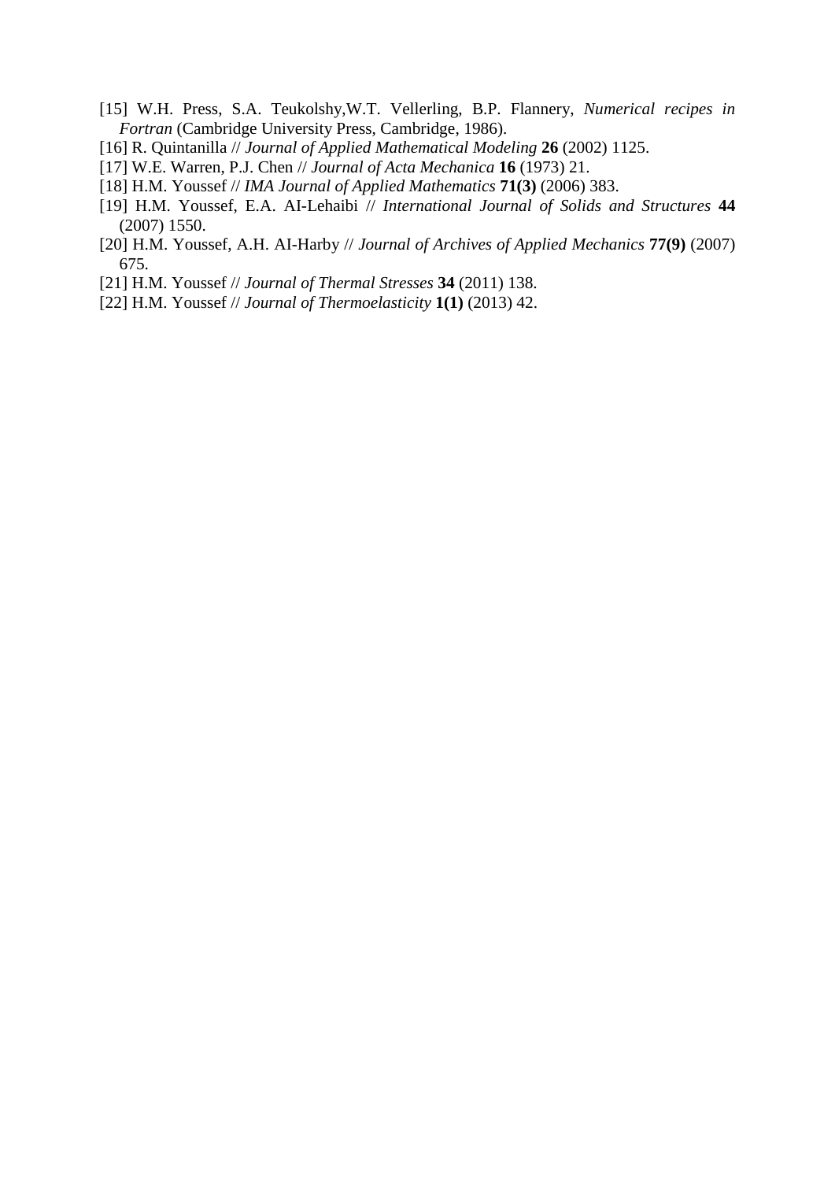[15] W.H. Press, S.A. Teukolshy,W.T. Vellerling, B.P. Flannery, *Numerical recipes in Fortran* (Cambridge University Press, Cambridge, 1986).

[16] R. Quintanilla // *Journal of Applied Mathematical Modeling* **26** (2002) 1125.

[17] W.E. Warren, P.J. Chen // *Journal of Acta Mechanica* **16** (1973) 21.

[18] H.M. Youssef // *IMA Journal of Applied Mathematics* **71(3)** (2006) 383.

[19] H.M. Youssef, E.A. AI-Lehaibi // *International Journal of Solids and Structures* **44** (2007) 1550.

[20] H.M. Youssef, A.H. AI-Harby // *Journal of Archives of Applied Mechanics* **77(9)** (2007) 675.

[21] H.M. Youssef // *Journal of Thermal Stresses* **34** (2011) 138.

[22] H.M. Youssef // *Journal of Thermoelasticity* **1(1)** (2013) 42.